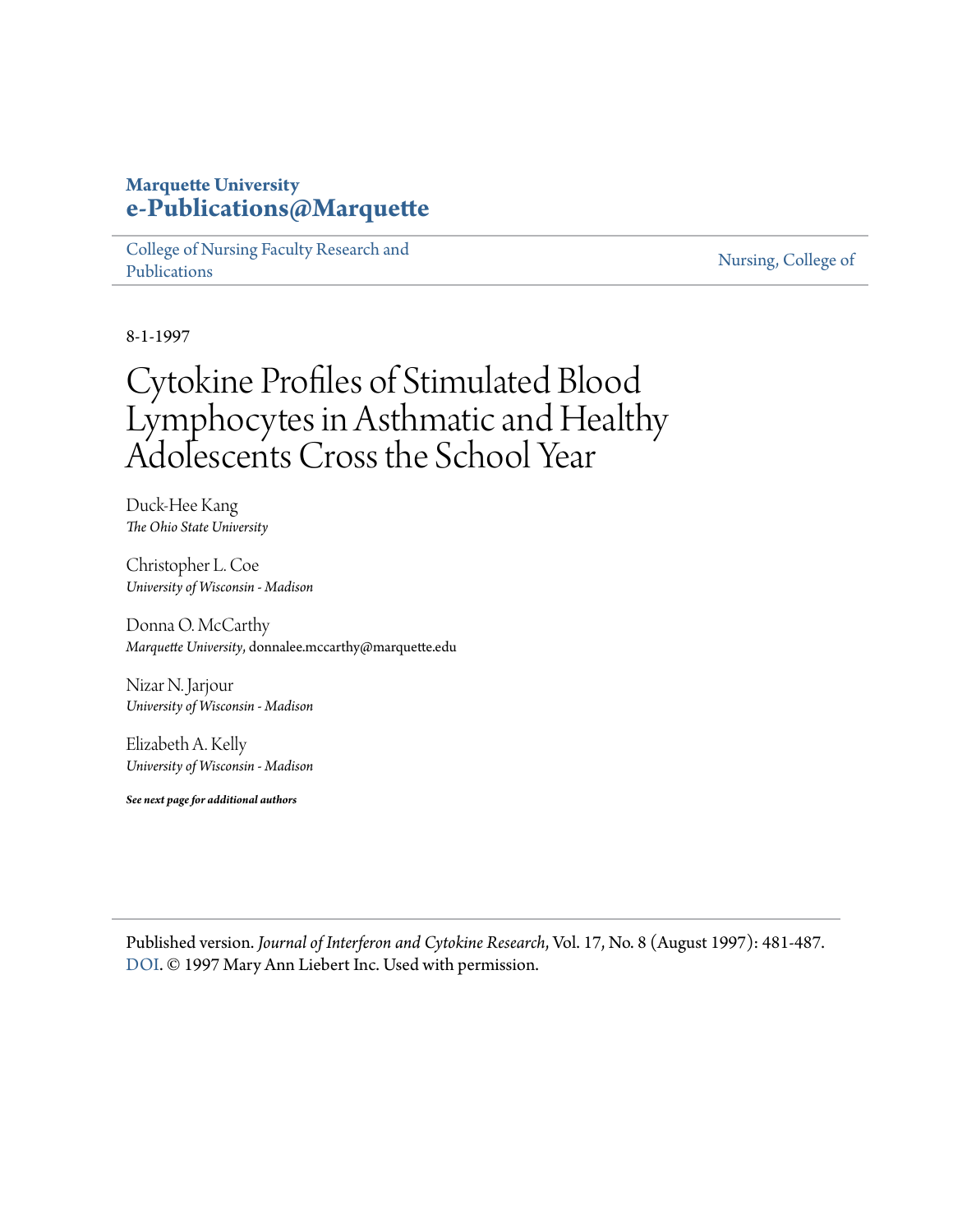**Marquette University**
**e-Publications@Marquette**

College of Nursing Faculty Research and Publications | Nursing, College of

8-1-1997

# Cytokine Profiles of Stimulated Blood Lymphocytes in Asthmatic and Healthy Adolescents Cross the School Year

Duck-Hee Kang
*The Ohio State University*

Christopher L. Coe
*University of Wisconsin - Madison*

Donna O. McCarthy
*Marquette University*, donnalee.mccarthy@marquette.edu

Nizar N. Jarjour
*University of Wisconsin - Madison*

Elizabeth A. Kelly
*University of Wisconsin - Madison*

***See next page for additional authors***

Published version. *Journal of Interferon and Cytokine Research*, Vol. 17, No. 8 (August 1997): 481-487. DOI. © 1997 Mary Ann Liebert Inc. Used with permission.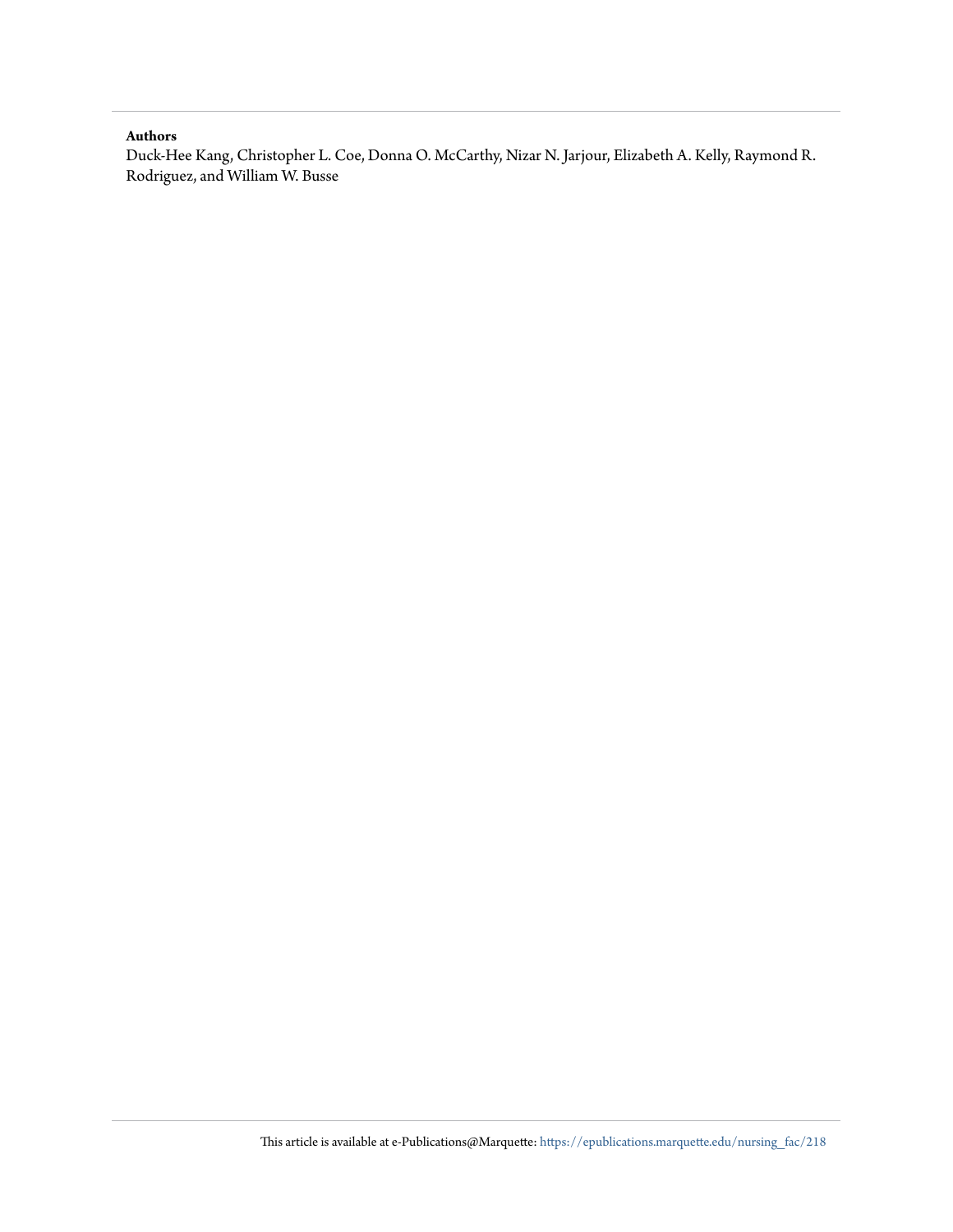**Authors**

Duck-Hee Kang, Christopher L. Coe, Donna O. McCarthy, Nizar N. Jarjour, Elizabeth A. Kelly, Raymond R. Rodriguez, and William W. Busse

This article is available at e-Publications@Marquette: https://epublications.marquette.edu/nursing_fac/218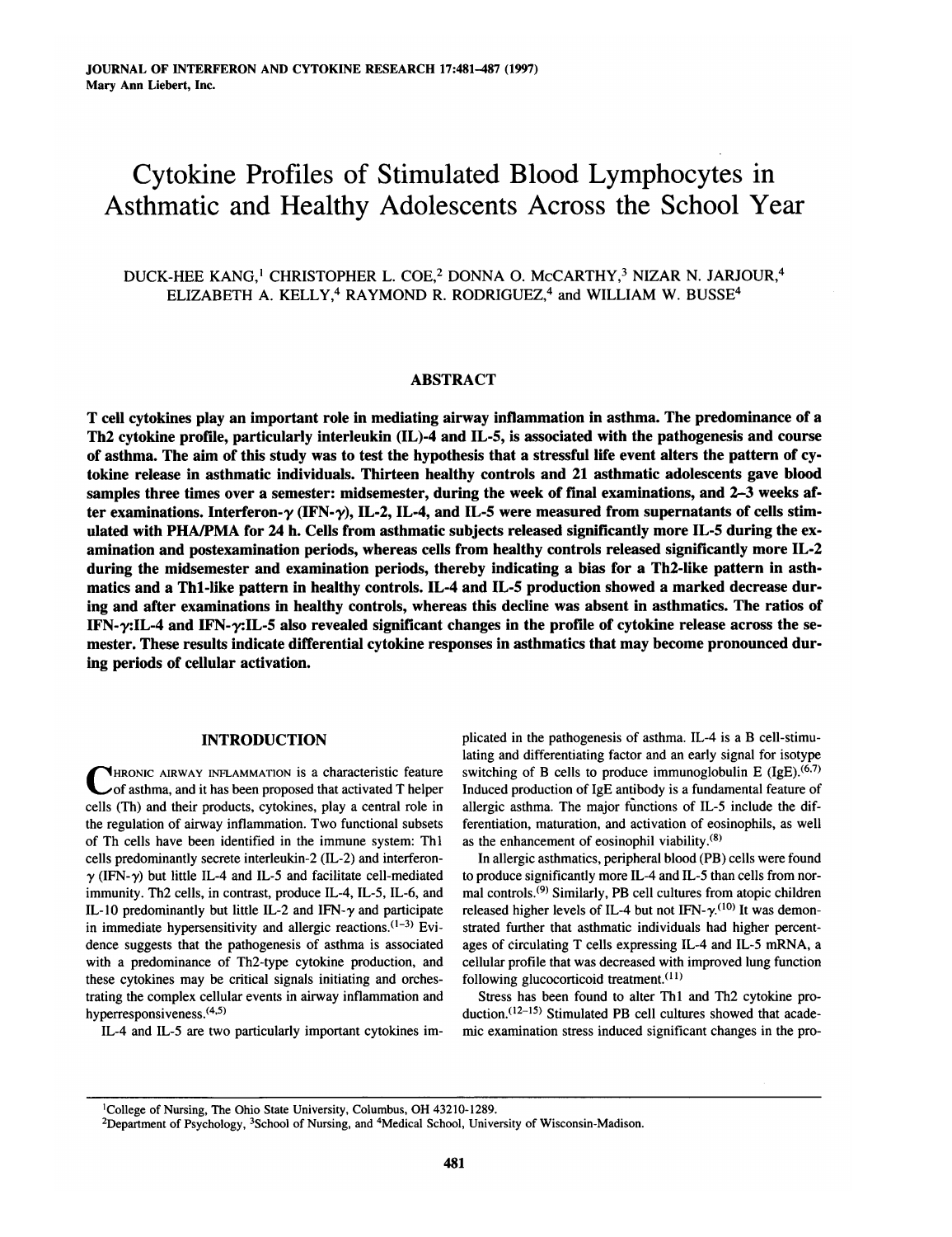# Cytokine Profiles of Stimulated Blood Lymphocytes in Asthmatic and Healthy Adolescents Across the School Year

DUCK-HEE KANG,[1] CHRISTOPHER L. COE,[2] DONNA O. McCARTHY,[3] NIZAR N. JARJOUR,[4] ELIZABETH A. KELLY,[4] RAYMOND R. RODRIGUEZ,[4] and WILLIAM W. BUSSE[4]

## ABSTRACT

**T cell cytokines play an important role in mediating airway inflammation in asthma. The predominance of a Th2 cytokine profile, particularly interleukin (IL)-4 and IL-5, is associated with the pathogenesis and course of asthma. The aim of this study was to test the hypothesis that a stressful life event alters the pattern of cytokine release in asthmatic individuals. Thirteen healthy controls and 21 asthmatic adolescents gave blood samples three times over a semester: midsemester, during the week of final examinations, and 2–3 weeks after examinations. Interferon-γ (IFN-γ), IL-2, IL-4, and IL-5 were measured from supernatants of cells stimulated with PHA/PMA for 24 h. Cells from asthmatic subjects released significantly more IL-5 during the examination and postexamination periods, whereas cells from healthy controls released significantly more IL-2 during the midsemester and examination periods, thereby indicating a bias for a Th2-like pattern in asthmatics and a Th1-like pattern in healthy controls. IL-4 and IL-5 production showed a marked decrease during and after examinations in healthy controls, whereas this decline was absent in asthmatics. The ratios of IFN-γ:IL-4 and IFN-γ:IL-5 also revealed significant changes in the profile of cytokine release across the semester. These results indicate differential cytokine responses in asthmatics that may become pronounced during periods of cellular activation.**

## INTRODUCTION

Chronic airway inflammation is a characteristic feature of asthma, and it has been proposed that activated T helper cells (Th) and their products, cytokines, play a central role in the regulation of airway inflammation. Two functional subsets of Th cells have been identified in the immune system: Th1 cells predominantly secrete interleukin-2 (IL-2) and interferon-γ (IFN-γ) but little IL-4 and IL-5 and facilitate cell-mediated immunity. Th2 cells, in contrast, produce IL-4, IL-5, IL-6, and IL-10 predominantly but little IL-2 and IFN-γ and participate in immediate hypersensitivity and allergic reactions.[1–3] Evidence suggests that the pathogenesis of asthma is associated with a predominance of Th2-type cytokine production, and these cytokines may be critical signals initiating and orchestrating the complex cellular events in airway inflammation and hyperresponsiveness.[4,5]

IL-4 and IL-5 are two particularly important cytokines implicated in the pathogenesis of asthma. IL-4 is a B cell-stimulating and differentiating factor and an early signal for isotype switching of B cells to produce immunoglobulin E (IgE).[6,7] Induced production of IgE antibody is a fundamental feature of allergic asthma. The major functions of IL-5 include the differentiation, maturation, and activation of eosinophils, as well as the enhancement of eosinophil viability.[8]

In allergic asthmatics, peripheral blood (PB) cells were found to produce significantly more IL-4 and IL-5 than cells from normal controls.[9] Similarly, PB cell cultures from atopic children released higher levels of IL-4 but not IFN-γ.[10] It was demonstrated further that asthmatic individuals had higher percentages of circulating T cells expressing IL-4 and IL-5 mRNA, a cellular profile that was decreased with improved lung function following glucocorticoid treatment.[11]

Stress has been found to alter Th1 and Th2 cytokine production.[12–15] Stimulated PB cell cultures showed that academic examination stress induced significant changes in the pro-

[1]College of Nursing, The Ohio State University, Columbus, OH 43210-1289.
[2]Department of Psychology, [3]School of Nursing, and [4]Medical School, University of Wisconsin-Madison.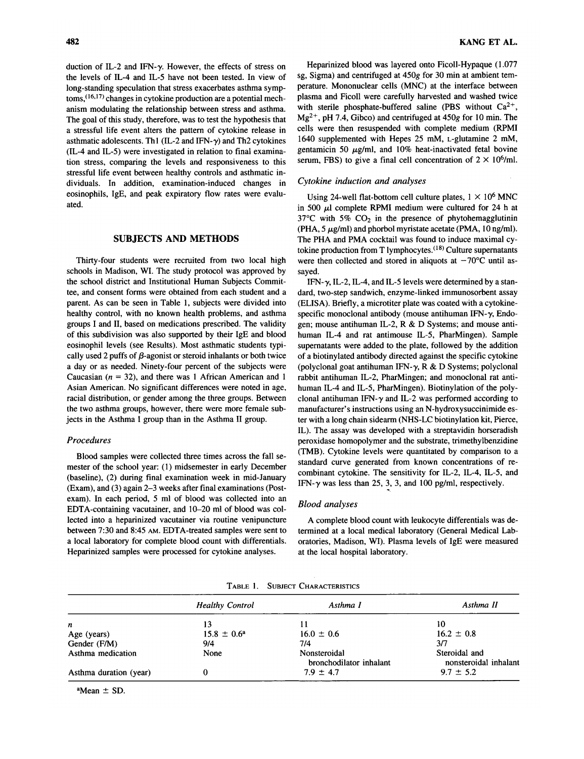duction of IL-2 and IFN-γ. However, the effects of stress on the levels of IL-4 and IL-5 have not been tested. In view of long-standing speculation that stress exacerbates asthma symptoms,[16,17] changes in cytokine production are a potential mechanism modulating the relationship between stress and asthma. The goal of this study, therefore, was to test the hypothesis that a stressful life event alters the pattern of cytokine release in asthmatic adolescents. Th1 (IL-2 and IFN-γ) and Th2 cytokines (IL-4 and IL-5) were investigated in relation to final examination stress, comparing the levels and responsiveness to this stressful life event between healthy controls and asthmatic individuals. In addition, examination-induced changes in eosinophils, IgE, and peak expiratory flow rates were evaluated.

## SUBJECTS AND METHODS

Thirty-four students were recruited from two local high schools in Madison, WI. The study protocol was approved by the school district and Institutional Human Subjects Committee, and consent forms were obtained from each student and a parent. As can be seen in Table 1, subjects were divided into healthy control, with no known health problems, and asthma groups I and II, based on medications prescribed. The validity of this subdivision was also supported by their IgE and blood eosinophil levels (see Results). Most asthmatic students typically used 2 puffs of β-agonist or steroid inhalants or both twice a day or as needed. Ninety-four percent of the subjects were Caucasian ($n$ = 32), and there was 1 African American and 1 Asian American. No significant differences were noted in age, racial distribution, or gender among the three groups. Between the two asthma groups, however, there were more female subjects in the Asthma I group than in the Asthma II group.

### *Procedures*

Blood samples were collected three times across the fall semester of the school year: (1) midsemester in early December (baseline), (2) during final examination week in mid-January (Exam), and (3) again 2–3 weeks after final examinations (Post-exam). In each period, 5 ml of blood was collected into an EDTA-containing vacutainer, and 10–20 ml of blood was collected into a heparinized vacutainer via routine venipuncture between 7:30 and 8:45 AM. EDTA-treated samples were sent to a local laboratory for complete blood count with differentials. Heparinized samples were processed for cytokine analyses.

Heparinized blood was layered onto Ficoll-Hypaque (1.077 sg, Sigma) and centrifuged at 450$g$ for 30 min at ambient temperature. Mononuclear cells (MNC) at the interface between plasma and Ficoll were carefully harvested and washed twice with sterile phosphate-buffered saline (PBS without $Ca^{2+}$, $Mg^{2+}$, pH 7.4, Gibco) and centrifuged at 450$g$ for 10 min. The cells were then resuspended with complete medium (RPMI 1640 supplemented with Hepes 25 mM, L-glutamine 2 mM, gentamicin 50 μg/ml, and 10% heat-inactivated fetal bovine serum, FBS) to give a final cell concentration of $2 \times 10^6$/ml.

### *Cytokine induction and analyses*

Using 24-well flat-bottom cell culture plates, $1 \times 10^6$ MNC in 500 μl complete RPMI medium were cultured for 24 h at 37°C with 5% $CO_2$ in the presence of phytohemagglutinin (PHA, 5 μg/ml) and phorbol myristate acetate (PMA, 10 ng/ml). The PHA and PMA cocktail was found to induce maximal cytokine production from T lymphocytes.[18] Culture supernatants were then collected and stored in aliquots at −70°C until assayed.

IFN-γ, IL-2, IL-4, and IL-5 levels were determined by a standard, two-step sandwich, enzyme-linked immunosorbent assay (ELISA). Briefly, a microtiter plate was coated with a cytokine-specific monoclonal antibody (mouse antihuman IFN-γ, Endogen; mouse antihuman IL-2, R & D Systems; and mouse antihuman IL-4 and rat antimouse IL-5, PharMingen). Sample supernatants were added to the plate, followed by the addition of a biotinylated antibody directed against the specific cytokine (polyclonal goat antihuman IFN-γ, R & D Systems; polyclonal rabbit antihuman IL-2, PharMingen; and monoclonal rat antihuman IL-4 and IL-5, PharMingen). Biotinylation of the polyclonal antihuman IFN-γ and IL-2 was performed according to manufacturer's instructions using an N-hydroxysuccinimide ester with a long chain sidearm (NHS-LC biotinylation kit, Pierce, IL). The assay was developed with a streptavidin horseradish peroxidase homopolymer and the substrate, trimethylbenzidine (TMB). Cytokine levels were quantitated by comparison to a standard curve generated from known concentrations of recombinant cytokine. The sensitivity for IL-2, IL-4, IL-5, and IFN-γ was less than 25, 3, 3, and 100 pg/ml, respectively.

### *Blood analyses*

A complete blood count with leukocyte differentials was determined at a local medical laboratory (General Medical Laboratories, Madison, WI). Plasma levels of IgE were measured at the local hospital laboratory.

TABLE 1. SUBJECT CHARACTERISTICS

| | *Healthy Control* | *Asthma I* | *Asthma II* |
|---|---|---|---|
| $n$ | 13 | 11 | 10 |
| Age (years) | 15.8 ± 0.6[a] | 16.0 ± 0.6 | 16.2 ± 0.8 |
| Gender (F/M) | 9/4 | 7/4 | 3/7 |
| Asthma medication | None | Nonsteroidal bronchodilator inhalant | Steroidal and nonsteroidal inhalant |
| Asthma duration (year) | 0 | 7.9 ± 4.7 | 9.7 ± 5.2 |

[a]Mean ± SD.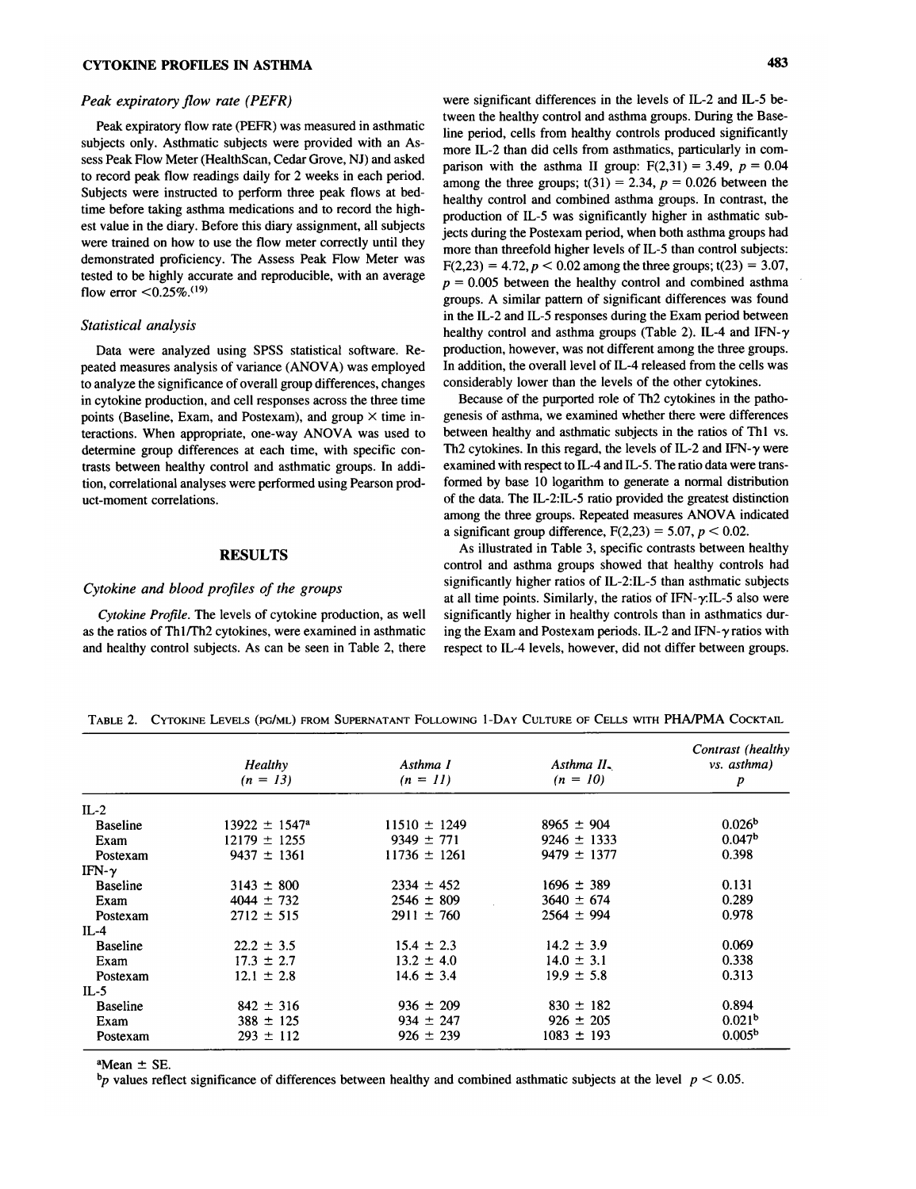### *Peak expiratory flow rate (PEFR)*

Peak expiratory flow rate (PEFR) was measured in asthmatic subjects only. Asthmatic subjects were provided with an Assess Peak Flow Meter (HealthScan, Cedar Grove, NJ) and asked to record peak flow readings daily for 2 weeks in each period. Subjects were instructed to perform three peak flows at bedtime before taking asthma medications and to record the highest value in the diary. Before this diary assignment, all subjects were trained on how to use the flow meter correctly until they demonstrated proficiency. The Assess Peak Flow Meter was tested to be highly accurate and reproducible, with an average flow error <0.25%.[19]

### *Statistical analysis*

Data were analyzed using SPSS statistical software. Repeated measures analysis of variance (ANOVA) was employed to analyze the significance of overall group differences, changes in cytokine production, and cell responses across the three time points (Baseline, Exam, and Postexam), and group × time interactions. When appropriate, one-way ANOVA was used to determine group differences at each time, with specific contrasts between healthy control and asthmatic groups. In addition, correlational analyses were performed using Pearson product-moment correlations.

## RESULTS

### *Cytokine and blood profiles of the groups*

*Cytokine Profile.* The levels of cytokine production, as well as the ratios of Th1/Th2 cytokines, were examined in asthmatic and healthy control subjects. As can be seen in Table 2, there were significant differences in the levels of IL-2 and IL-5 between the healthy control and asthma groups. During the Baseline period, cells from healthy controls produced significantly more IL-2 than did cells from asthmatics, particularly in comparison with the asthma II group: $F(2,31) = 3.49$, $p = 0.04$ among the three groups; $t(31) = 2.34$, $p = 0.026$ between the healthy control and combined asthma groups. In contrast, the production of IL-5 was significantly higher in asthmatic subjects during the Postexam period, when both asthma groups had more than threefold higher levels of IL-5 than control subjects: $F(2,23) = 4.72, p < 0.02$ among the three groups; $t(23) = 3.07$, $p = 0.005$ between the healthy control and combined asthma groups. A similar pattern of significant differences was found in the IL-2 and IL-5 responses during the Exam period between healthy control and asthma groups (Table 2). IL-4 and IFN-γ production, however, was not different among the three groups. In addition, the overall level of IL-4 released from the cells was considerably lower than the levels of the other cytokines.

Because of the purported role of Th2 cytokines in the pathogenesis of asthma, we examined whether there were differences between healthy and asthmatic subjects in the ratios of Th1 vs. Th2 cytokines. In this regard, the levels of IL-2 and IFN-γ were examined with respect to IL-4 and IL-5. The ratio data were transformed by base 10 logarithm to generate a normal distribution of the data. The IL-2:IL-5 ratio provided the greatest distinction among the three groups. Repeated measures ANOVA indicated a significant group difference, $F(2,23) = 5.07, p < 0.02$.

As illustrated in Table 3, specific contrasts between healthy control and asthma groups showed that healthy controls had significantly higher ratios of IL-2:IL-5 than asthmatic subjects at all time points. Similarly, the ratios of IFN-γ:IL-5 also were significantly higher in healthy controls than in asthmatics during the Exam and Postexam periods. IL-2 and IFN-γ ratios with respect to IL-4 levels, however, did not differ between groups.

TABLE 2. CYTOKINE LEVELS (PG/ML) FROM SUPERNATANT FOLLOWING 1-DAY CULTURE OF CELLS WITH PHA/PMA COCKTAIL

| | *Healthy* ($n = 13$) | *Asthma I* ($n = 11$) | *Asthma II* ($n = 10$) | *Contrast (healthy vs. asthma)* *p* |
|---|---|---|---|---|
| IL-2 | | | | |
| Baseline | 13922 ± 1547[a] | 11510 ± 1249 | 8965 ± 904 | 0.026[b] |
| Exam | 12179 ± 1255 | 9349 ± 771 | 9246 ± 1333 | 0.047[b] |
| Postexam | 9437 ± 1361 | 11736 ± 1261 | 9479 ± 1377 | 0.398 |
| IFN-γ | | | | |
| Baseline | 3143 ± 800 | 2334 ± 452 | 1696 ± 389 | 0.131 |
| Exam | 4044 ± 732 | 2546 ± 809 | 3640 ± 674 | 0.289 |
| Postexam | 2712 ± 515 | 2911 ± 760 | 2564 ± 994 | 0.978 |
| IL-4 | | | | |
| Baseline | 22.2 ± 3.5 | 15.4 ± 2.3 | 14.2 ± 3.9 | 0.069 |
| Exam | 17.3 ± 2.7 | 13.2 ± 4.0 | 14.0 ± 3.1 | 0.338 |
| Postexam | 12.1 ± 2.8 | 14.6 ± 3.4 | 19.9 ± 5.8 | 0.313 |
| IL-5 | | | | |
| Baseline | 842 ± 316 | 936 ± 209 | 830 ± 182 | 0.894 |
| Exam | 388 ± 125 | 934 ± 247 | 926 ± 205 | 0.021[b] |
| Postexam | 293 ± 112 | 926 ± 239 | 1083 ± 193 | 0.005[b] |

[a]Mean ± SE.

[b]$p$ values reflect significance of differences between healthy and combined asthmatic subjects at the level $p < 0.05$.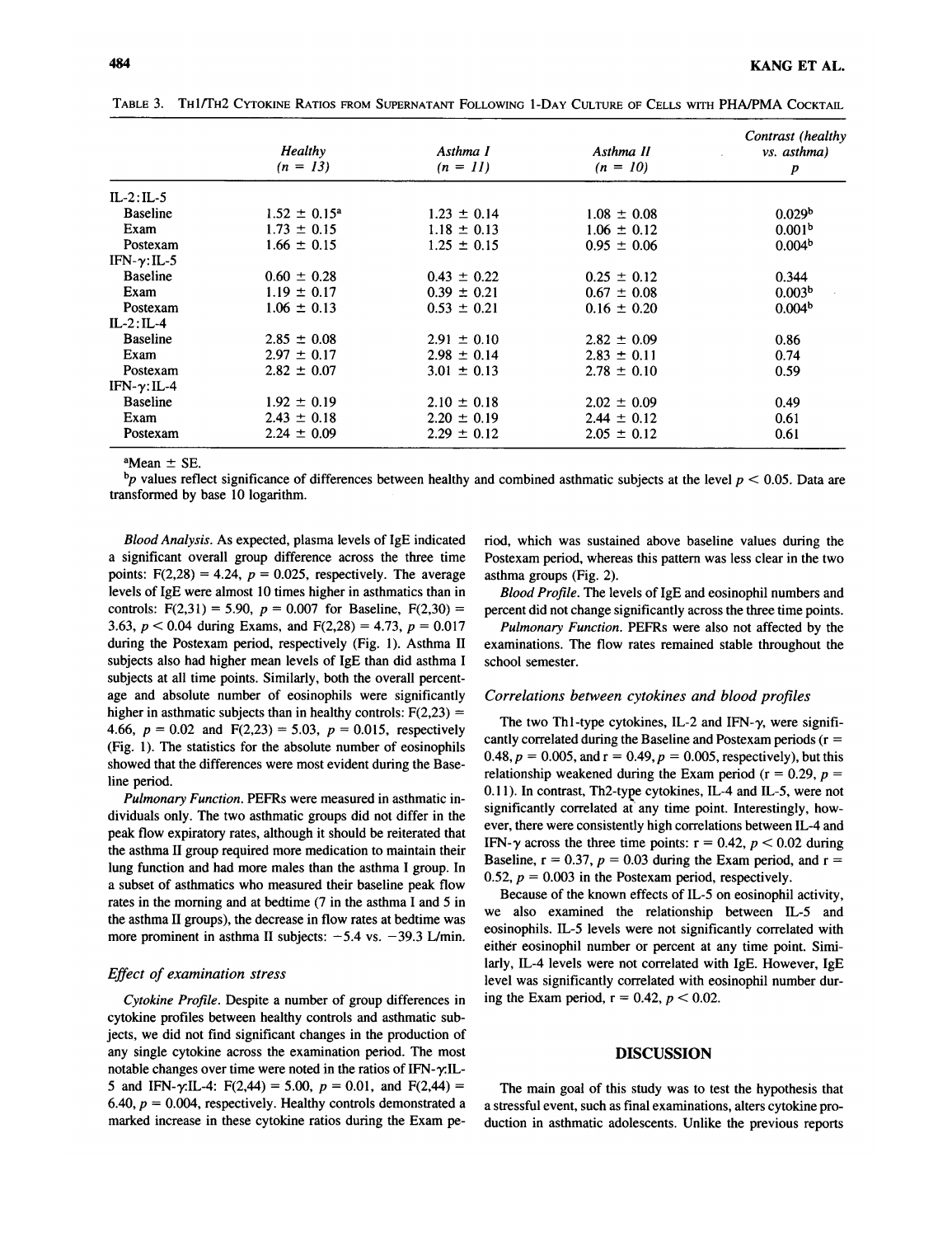TABLE 3. TH1/TH2 CYTOKINE RATIOS FROM SUPERNATANT FOLLOWING 1-DAY CULTURE OF CELLS WITH PHA/PMA COCKTAIL

| | Healthy (n = 13) | Asthma I (n = 11) | Asthma II (n = 10) | Contrast (healthy vs. asthma) p |
|---|---|---|---|---|
| IL-2:IL-5 | | | | |
| Baseline | 1.52 ± 0.15[a] | 1.23 ± 0.14 | 1.08 ± 0.08 | 0.029[b] |
| Exam | 1.73 ± 0.15 | 1.18 ± 0.13 | 1.06 ± 0.12 | 0.001[b] |
| Postexam | 1.66 ± 0.15 | 1.25 ± 0.15 | 0.95 ± 0.06 | 0.004[b] |
| IFN-γ:IL-5 | | | | |
| Baseline | 0.60 ± 0.28 | 0.43 ± 0.22 | 0.25 ± 0.12 | 0.344 |
| Exam | 1.19 ± 0.17 | 0.39 ± 0.21 | 0.67 ± 0.08 | 0.003[b] |
| Postexam | 1.06 ± 0.13 | 0.53 ± 0.21 | 0.16 ± 0.20 | 0.004[b] |
| IL-2:IL-4 | | | | |
| Baseline | 2.85 ± 0.08 | 2.91 ± 0.10 | 2.82 ± 0.09 | 0.86 |
| Exam | 2.97 ± 0.17 | 2.98 ± 0.14 | 2.83 ± 0.11 | 0.74 |
| Postexam | 2.82 ± 0.07 | 3.01 ± 0.13 | 2.78 ± 0.10 | 0.59 |
| IFN-γ:IL-4 | | | | |
| Baseline | 1.92 ± 0.19 | 2.10 ± 0.18 | 2.02 ± 0.09 | 0.49 |
| Exam | 2.43 ± 0.18 | 2.20 ± 0.19 | 2.44 ± 0.12 | 0.61 |
| Postexam | 2.24 ± 0.09 | 2.29 ± 0.12 | 2.05 ± 0.12 | 0.61 |

[a]Mean ± SE.

[b]p values reflect significance of differences between healthy and combined asthmatic subjects at the level $p < 0.05$. Data are transformed by base 10 logarithm.

*Blood Analysis.* As expected, plasma levels of IgE indicated a significant overall group difference across the three time points: $F(2,28) = 4.24$, $p = 0.025$, respectively. The average levels of IgE were almost 10 times higher in asthmatics than in controls: $F(2,31) = 5.90$, $p = 0.007$ for Baseline, $F(2,30) = 3.63$, $p < 0.04$ during Exams, and $F(2,28) = 4.73$, $p = 0.017$ during the Postexam period, respectively (Fig. 1). Asthma II subjects also had higher mean levels of IgE than did asthma I subjects at all time points. Similarly, both the overall percentage and absolute number of eosinophils were significantly higher in asthmatic subjects than in healthy controls: $F(2,23) = 4.66$, $p = 0.02$ and $F(2,23) = 5.03$, $p = 0.015$, respectively (Fig. 1). The statistics for the absolute number of eosinophils showed that the differences were most evident during the Baseline period.

*Pulmonary Function.* PEFRs were measured in asthmatic individuals only. The two asthmatic groups did not differ in the peak flow expiratory rates, although it should be reiterated that the asthma II group required more medication to maintain their lung function and had more males than the asthma I group. In a subset of asthmatics who measured their baseline peak flow rates in the morning and at bedtime (7 in the asthma I and 5 in the asthma II groups), the decrease in flow rates at bedtime was more prominent in asthma II subjects: −5.4 vs. −39.3 L/min.

### *Effect of examination stress*

*Cytokine Profile.* Despite a number of group differences in cytokine profiles between healthy controls and asthmatic subjects, we did not find significant changes in the production of any single cytokine across the examination period. The most notable changes over time were noted in the ratios of IFN-γ:IL-5 and IFN-γ:IL-4: $F(2,44) = 5.00$, $p = 0.01$, and $F(2,44) = 6.40$, $p = 0.004$, respectively. Healthy controls demonstrated a marked increase in these cytokine ratios during the Exam period, which was sustained above baseline values during the Postexam period, whereas this pattern was less clear in the two asthma groups (Fig. 2).

*Blood Profile.* The levels of IgE and eosinophil numbers and percent did not change significantly across the three time points.

*Pulmonary Function.* PEFRs were also not affected by the examinations. The flow rates remained stable throughout the school semester.

### *Correlations between cytokines and blood profiles*

The two Th1-type cytokines, IL-2 and IFN-γ, were significantly correlated during the Baseline and Postexam periods ($r = 0.48$, $p = 0.005$, and $r = 0.49$, $p = 0.005$, respectively), but this relationship weakened during the Exam period ($r = 0.29$, $p = 0.11$). In contrast, Th2-type cytokines, IL-4 and IL-5, were not significantly correlated at any time point. Interestingly, however, there were consistently high correlations between IL-4 and IFN-γ across the three time points: $r = 0.42$, $p < 0.02$ during Baseline, $r = 0.37$, $p = 0.03$ during the Exam period, and $r = 0.52$, $p = 0.003$ in the Postexam period, respectively.

Because of the known effects of IL-5 on eosinophil activity, we also examined the relationship between IL-5 and eosinophils. IL-5 levels were not significantly correlated with either eosinophil number or percent at any time point. Similarly, IL-4 levels were not correlated with IgE. However, IgE level was significantly correlated with eosinophil number during the Exam period, $r = 0.42$, $p < 0.02$.

## DISCUSSION

The main goal of this study was to test the hypothesis that a stressful event, such as final examinations, alters cytokine production in asthmatic adolescents. Unlike the previous reports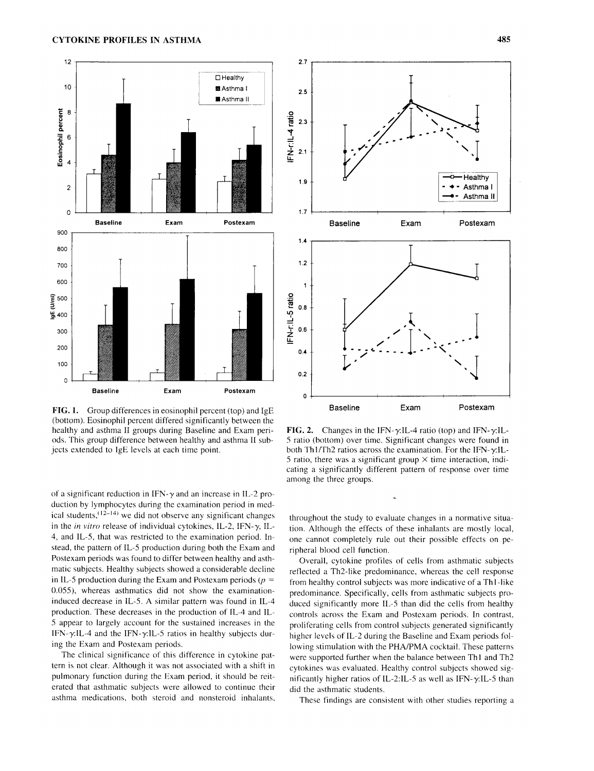**FIG. 1.** Group differences in eosinophil percent (top) and IgE (bottom). Eosinophil percent differed significantly between the healthy and asthma II groups during Baseline and Exam periods. This group difference between healthy and asthma II subjects extended to IgE levels at each time point.

**FIG. 2.** Changes in the IFN-γ:IL-4 ratio (top) and IFN-γ:IL-5 ratio (bottom) over time. Significant changes were found in both Th1/Th2 ratios across the examination. For the IFN-γ:IL-5 ratio, there was a significant group × time interaction, indicating a significantly different pattern of response over time among the three groups.

of a significant reduction in IFN-γ and an increase in IL-2 production by lymphocytes during the examination period in medical students,[12–14] we did not observe any significant changes in the *in vitro* release of individual cytokines, IL-2, IFN-γ, IL-4, and IL-5, that was restricted to the examination period. Instead, the pattern of IL-5 production during both the Exam and Postexam periods was found to differ between healthy and asthmatic subjects. Healthy subjects showed a considerable decline in IL-5 production during the Exam and Postexam periods ($p = 0.055$), whereas asthmatics did not show the examination-induced decrease in IL-5. A similar pattern was found in IL-4 production. These decreases in the production of IL-4 and IL-5 appear to largely account for the sustained increases in the IFN-γ:IL-4 and the IFN-γ:IL-5 ratios in healthy subjects during the Exam and Postexam periods.

The clinical significance of this difference in cytokine pattern is not clear. Although it was not associated with a shift in pulmonary function during the Exam period, it should be reiterated that asthmatic subjects were allowed to continue their asthma medications, both steroid and nonsteroid inhalants, throughout the study to evaluate changes in a normative situation. Although the effects of these inhalants are mostly local, one cannot completely rule out their possible effects on peripheral blood cell function.

Overall, cytokine profiles of cells from asthmatic subjects reflected a Th2-like predominance, whereas the cell response from healthy control subjects was more indicative of a Th1-like predominance. Specifically, cells from asthmatic subjects produced significantly more IL-5 than did the cells from healthy controls across the Exam and Postexam periods. In contrast, proliferating cells from control subjects generated significantly higher levels of IL-2 during the Baseline and Exam periods following stimulation with the PHA/PMA cocktail. These patterns were supported further when the balance between Th1 and Th2 cytokines was evaluated. Healthy control subjects showed significantly higher ratios of IL-2:IL-5 as well as IFN-γ:IL-5 than did the asthmatic students.

These findings are consistent with other studies reporting a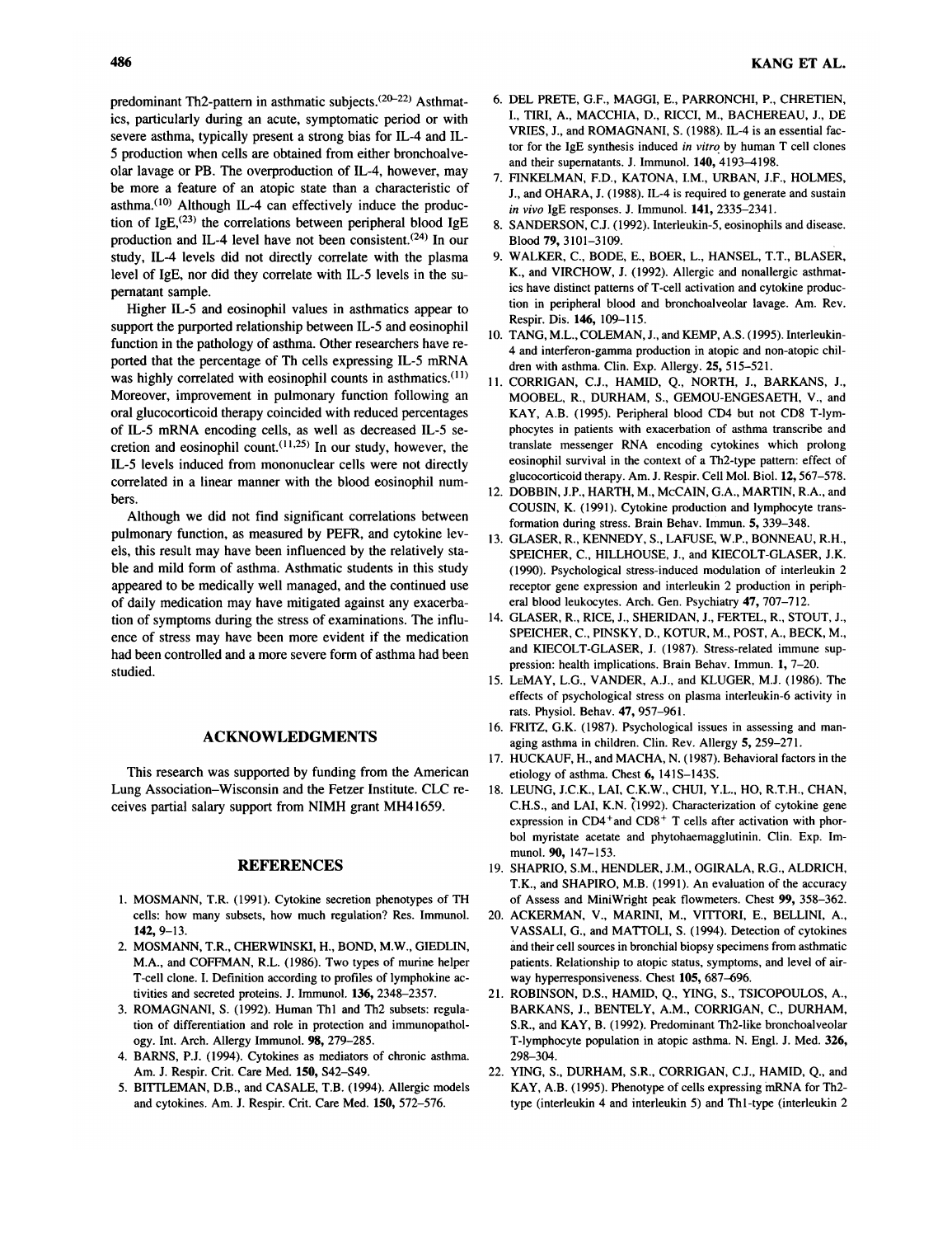predominant Th2-pattern in asthmatic subjects.[20–22] Asthmatics, particularly during an acute, symptomatic period or with severe asthma, typically present a strong bias for IL-4 and IL-5 production when cells are obtained from either bronchoalveolar lavage or PB. The overproduction of IL-4, however, may be more a feature of an atopic state than a characteristic of asthma.[10] Although IL-4 can effectively induce the production of IgE,[23] the correlations between peripheral blood IgE production and IL-4 level have not been consistent.[24] In our study, IL-4 levels did not directly correlate with the plasma level of IgE, nor did they correlate with IL-5 levels in the supernatant sample.

Higher IL-5 and eosinophil values in asthmatics appear to support the purported relationship between IL-5 and eosinophil function in the pathology of asthma. Other researchers have reported that the percentage of Th cells expressing IL-5 mRNA was highly correlated with eosinophil counts in asthmatics.[11] Moreover, improvement in pulmonary function following an oral glucocorticoid therapy coincided with reduced percentages of IL-5 mRNA encoding cells, as well as decreased IL-5 secretion and eosinophil count.[11,25] In our study, however, the IL-5 levels induced from mononuclear cells were not directly correlated in a linear manner with the blood eosinophil numbers.

Although we did not find significant correlations between pulmonary function, as measured by PEFR, and cytokine levels, this result may have been influenced by the relatively stable and mild form of asthma. Asthmatic students in this study appeared to be medically well managed, and the continued use of daily medication may have mitigated against any exacerbation of symptoms during the stress of examinations. The influence of stress may have been more evident if the medication had been controlled and a more severe form of asthma had been studied.

## ACKNOWLEDGMENTS

This research was supported by funding from the American Lung Association–Wisconsin and the Fetzer Institute. CLC receives partial salary support from NIMH grant MH41659.

## REFERENCES

1. MOSMANN, T.R. (1991). Cytokine secretion phenotypes of TH cells: how many subsets, how much regulation? Res. Immunol. **142,** 9–13.
2. MOSMANN, T.R., CHERWINSKI, H., BOND, M.W., GIEDLIN, M.A., and COFFMAN, R.L. (1986). Two types of murine helper T-cell clone. I. Definition according to profiles of lymphokine activities and secreted proteins. J. Immunol. **136,** 2348–2357.
3. ROMAGNANI, S. (1992). Human Th1 and Th2 subsets: regulation of differentiation and role in protection and immunopathology. Int. Arch. Allergy Immunol. **98,** 279–285.
4. BARNS, P.J. (1994). Cytokines as mediators of chronic asthma. Am. J. Respir. Crit. Care Med. **150,** S42–S49.
5. BITTLEMAN, D.B., and CASALE, T.B. (1994). Allergic models and cytokines. Am. J. Respir. Crit. Care Med. **150,** 572–576.
6. DEL PRETE, G.F., MAGGI, E., PARRONCHI, P., CHRETIEN, I., TIRI, A., MACCHIA, D., RICCI, M., BACHEREAU, J., DE VRIES, J., and ROMAGNANI, S. (1988). IL-4 is an essential factor for the IgE synthesis induced *in vitro* by human T cell clones and their supernatants. J. Immunol. **140,** 4193–4198.
7. FINKELMAN, F.D., KATONA, I.M., URBAN, J.F., HOLMES, J., and OHARA, J. (1988). IL-4 is required to generate and sustain *in vivo* IgE responses. J. Immunol. **141,** 2335–2341.
8. SANDERSON, C.J. (1992). Interleukin-5, eosinophils and disease. Blood **79,** 3101–3109.
9. WALKER, C., BODE, E., BOER, L., HANSEL, T.T., BLASER, K., and VIRCHOW, J. (1992). Allergic and nonallergic asthmatics have distinct patterns of T-cell activation and cytokine production in peripheral blood and bronchoalveolar lavage. Am. Rev. Respir. Dis. **146,** 109–115.
10. TANG, M.L., COLEMAN, J., and KEMP, A.S. (1995). Interleukin-4 and interferon-gamma production in atopic and non-atopic children with asthma. Clin. Exp. Allergy. **25,** 515–521.
11. CORRIGAN, C.J., HAMID, Q., NORTH, J., BARKANS, J., MOOBEL, R., DURHAM, S., GEMOU-ENGESAETH, V., and KAY, A.B. (1995). Peripheral blood CD4 but not CD8 T-lymphocytes in patients with exacerbation of asthma transcribe and translate messenger RNA encoding cytokines which prolong eosinophil survival in the context of a Th2-type pattern: effect of glucocorticoid therapy. Am. J. Respir. Cell Mol. Biol. **12,** 567–578.
12. DOBBIN, J.P., HARTH, M., McCAIN, G.A., MARTIN, R.A., and COUSIN, K. (1991). Cytokine production and lymphocyte transformation during stress. Brain Behav. Immun. **5,** 339–348.
13. GLASER, R., KENNEDY, S., LAFUSE, W.P., BONNEAU, R.H., SPEICHER, C., HILLHOUSE, J., and KIECOLT-GLASER, J.K. (1990). Psychological stress-induced modulation of interleukin 2 receptor gene expression and interleukin 2 production in peripheral blood leukocytes. Arch. Gen. Psychiatry **47,** 707–712.
14. GLASER, R., RICE, J., SHERIDAN, J., FERTEL, R., STOUT, J., SPEICHER, C., PINSKY, D., KOTUR, M., POST, A., BECK, M., and KIECOLT-GLASER, J. (1987). Stress-related immune suppression: health implications. Brain Behav. Immun. **1,** 7–20.
15. LeMAY, L.G., VANDER, A.J., and KLUGER, M.J. (1986). The effects of psychological stress on plasma interleukin-6 activity in rats. Physiol. Behav. **47,** 957–961.
16. FRITZ, G.K. (1987). Psychological issues in assessing and managing asthma in children. Clin. Rev. Allergy **5,** 259–271.
17. HUCKAUF, H., and MACHA, N. (1987). Behavioral factors in the etiology of asthma. Chest **6,** 141S–143S.
18. LEUNG, J.C.K., LAI, C.K.W., CHUI, Y.L., HO, R.T.H., CHAN, C.H.S., and LAI, K.N. (1992). Characterization of cytokine gene expression in CD4$^+$and CD8$^+$ T cells after activation with phorbol myristate acetate and phytohaemagglutinin. Clin. Exp. Immunol. **90,** 147–153.
19. SHAPRIO, S.M., HENDLER, J.M., OGIRALA, R.G., ALDRICH, T.K., and SHAPIRO, M.B. (1991). An evaluation of the accuracy of Assess and MiniWright peak flowmeters. Chest **99,** 358–362.
20. ACKERMAN, V., MARINI, M., VITTORI, E., BELLINI, A., VASSALI, G., and MATTOLI, S. (1994). Detection of cytokines and their cell sources in bronchial biopsy specimens from asthmatic patients. Relationship to atopic status, symptoms, and level of airway hyperresponsiveness. Chest **105,** 687–696.
21. ROBINSON, D.S., HAMID, Q., YING, S., TSICOPOULOS, A., BARKANS, J., BENTELY, A.M., CORRIGAN, C., DURHAM, S.R., and KAY, B. (1992). Predominant Th2-like bronchoalveolar T-lymphocyte population in atopic asthma. N. Engl. J. Med. **326,** 298–304.
22. YING, S., DURHAM, S.R., CORRIGAN, C.J., HAMID, Q., and KAY, A.B. (1995). Phenotype of cells expressing mRNA for Th2-type (interleukin 4 and interleukin 5) and Th1-type (interleukin 2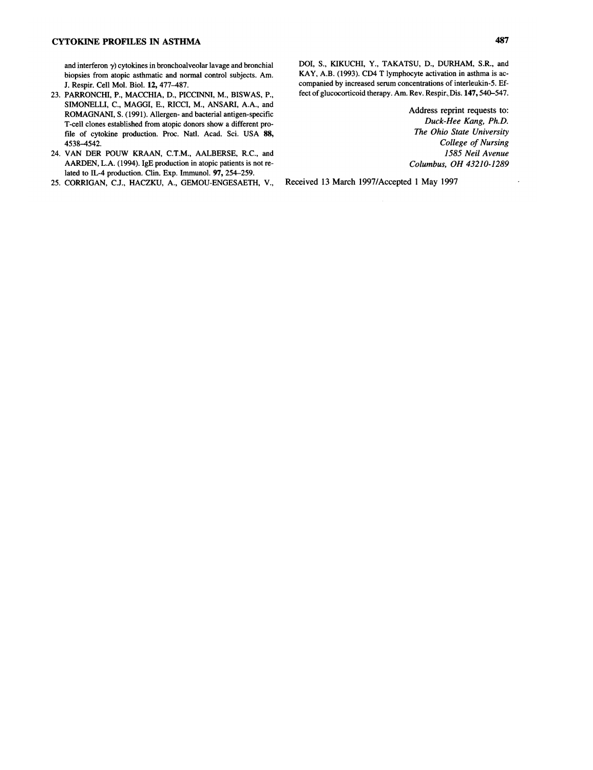and interferon γ) cytokines in bronchoalveolar lavage and bronchial biopsies from atopic asthmatic and normal control subjects. Am. J. Respir. Cell Mol. Biol. **12**, 477–487.

23. PARRONCHI, P., MACCHIA, D., PICCINNI, M., BISWAS, P., SIMONELLI, C., MAGGI, E., RICCI, M., ANSARI, A.A., and ROMAGNANI, S. (1991). Allergen- and bacterial antigen-specific T-cell clones established from atopic donors show a different profile of cytokine production. Proc. Natl. Acad. Sci. USA **88**, 4538–4542.
24. VAN DER POUW KRAAN, C.T.M., AALBERSE, R.C., and AARDEN, L.A. (1994). IgE production in atopic patients is not related to IL-4 production. Clin. Exp. Immunol. **97**, 254–259.
25. CORRIGAN, C.J., HACZKU, A., GEMOU-ENGESAETH, V., DOI, S., KIKUCHI, Y., TAKATSU, D., DURHAM, S.R., and KAY, A.B. (1993). CD4 T lymphocyte activation in asthma is accompanied by increased serum concentrations of interleukin-5. Effect of glucocorticoid therapy. Am. Rev. Respir. Dis. **147**, 540–547.

Address reprint requests to:
*Duck-Hee Kang, Ph.D.*
*The Ohio State University*
*College of Nursing*
*1585 Neil Avenue*
*Columbus, OH 43210-1289*

Received 13 March 1997/Accepted 1 May 1997